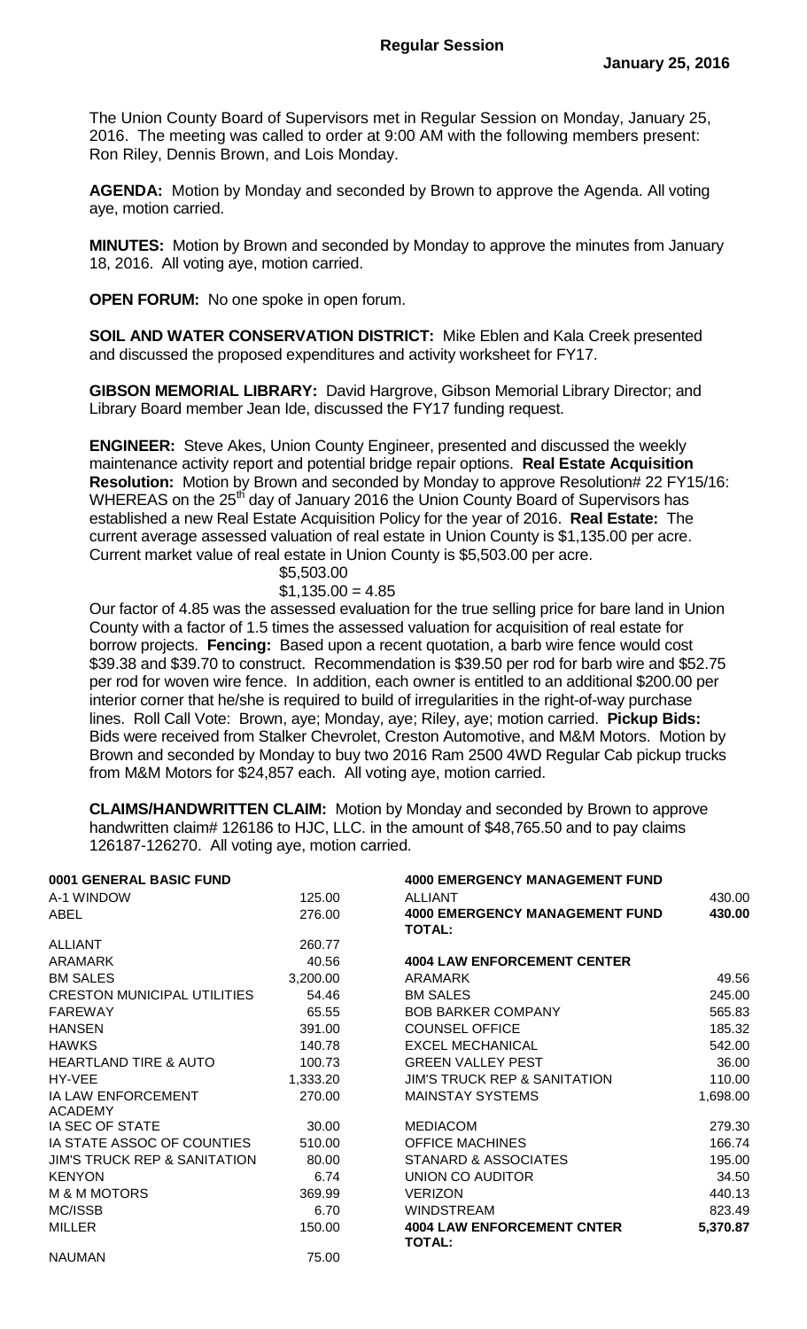# Regular Session

**January 25, 2016**

The Union County Board of Supervisors met in Regular Session on Monday, January 25, 2016. The meeting was called to order at 9:00 AM with the following members present: Ron Riley, Dennis Brown, and Lois Monday.

**AGENDA:** Motion by Monday and seconded by Brown to approve the Agenda. All voting aye, motion carried.

**MINUTES:** Motion by Brown and seconded by Monday to approve the minutes from January 18, 2016. All voting aye, motion carried.

**OPEN FORUM:** No one spoke in open forum.

**SOIL AND WATER CONSERVATION DISTRICT:** Mike Eblen and Kala Creek presented and discussed the proposed expenditures and activity worksheet for FY17.

**GIBSON MEMORIAL LIBRARY:** David Hargrove, Gibson Memorial Library Director; and Library Board member Jean Ide, discussed the FY17 funding request.

**ENGINEER:** Steve Akes, Union County Engineer, presented and discussed the weekly maintenance activity report and potential bridge repair options. **Real Estate Acquisition Resolution:** Motion by Brown and seconded by Monday to approve Resolution# 22 FY15/16: WHEREAS on the 25th day of January 2016 the Union County Board of Supervisors has established a new Real Estate Acquisition Policy for the year of 2016. **Real Estate:** The current average assessed valuation of real estate in Union County is $1,135.00 per acre. Current market value of real estate in Union County is $5,503.00 per acre.

$5,503.00
$1,135.00 = 4.85

Our factor of 4.85 was the assessed evaluation for the true selling price for bare land in Union County with a factor of 1.5 times the assessed valuation for acquisition of real estate for borrow projects. **Fencing:** Based upon a recent quotation, a barb wire fence would cost $39.38 and $39.70 to construct. Recommendation is $39.50 per rod for barb wire and $52.75 per rod for woven wire fence. In addition, each owner is entitled to an additional $200.00 per interior corner that he/she is required to build of irregularities in the right-of-way purchase lines. Roll Call Vote: Brown, aye; Monday, aye; Riley, aye; motion carried. **Pickup Bids:** Bids were received from Stalker Chevrolet, Creston Automotive, and M&M Motors. Motion by Brown and seconded by Monday to buy two 2016 Ram 2500 4WD Regular Cab pickup trucks from M&M Motors for $24,857 each. All voting aye, motion carried.

**CLAIMS/HANDWRITTEN CLAIM:** Motion by Monday and seconded by Brown to approve handwritten claim# 126186 to HJC, LLC. in the amount of $48,765.50 and to pay claims 126187-126270. All voting aye, motion carried.

| **0001 GENERAL BASIC FUND** | |
|---|---|
| A-1 WINDOW | 125.00 |
| ABEL | 276.00 |
| ALLIANT | 260.77 |
| ARAMARK | 40.56 |
| BM SALES | 3,200.00 |
| CRESTON MUNICIPAL UTILITIES | 54.46 |
| FAREWAY | 65.55 |
| HANSEN | 391.00 |
| HAWKS | 140.78 |
| HEARTLAND TIRE & AUTO | 100.73 |
| HY-VEE | 1,333.20 |
| IA LAW ENFORCEMENT ACADEMY | 270.00 |
| IA SEC OF STATE | 30.00 |
| IA STATE ASSOC OF COUNTIES | 510.00 |
| JIM'S TRUCK REP & SANITATION | 80.00 |
| KENYON | 6.74 |
| M & M MOTORS | 369.99 |
| MC/ISSB | 6.70 |
| MILLER | 150.00 |
| NAUMAN | 75.00 |

| **4000 EMERGENCY MANAGEMENT FUND** | |
|---|---|
| ALLIANT | 430.00 |
| **4000 EMERGENCY MANAGEMENT FUND TOTAL:** | **430.00** |

| **4004 LAW ENFORCEMENT CENTER** | |
|---|---|
| ARAMARK | 49.56 |
| BM SALES | 245.00 |
| BOB BARKER COMPANY | 565.83 |
| COUNSEL OFFICE | 185.32 |
| EXCEL MECHANICAL | 542.00 |
| GREEN VALLEY PEST | 36.00 |
| JIM'S TRUCK REP & SANITATION | 110.00 |
| MAINSTAY SYSTEMS | 1,698.00 |
| MEDIACOM | 279.30 |
| OFFICE MACHINES | 166.74 |
| STANARD & ASSOCIATES | 195.00 |
| UNION CO AUDITOR | 34.50 |
| VERIZON | 440.13 |
| WINDSTREAM | 823.49 |
| **4004 LAW ENFORCEMENT CNTER TOTAL:** | **5,370.87** |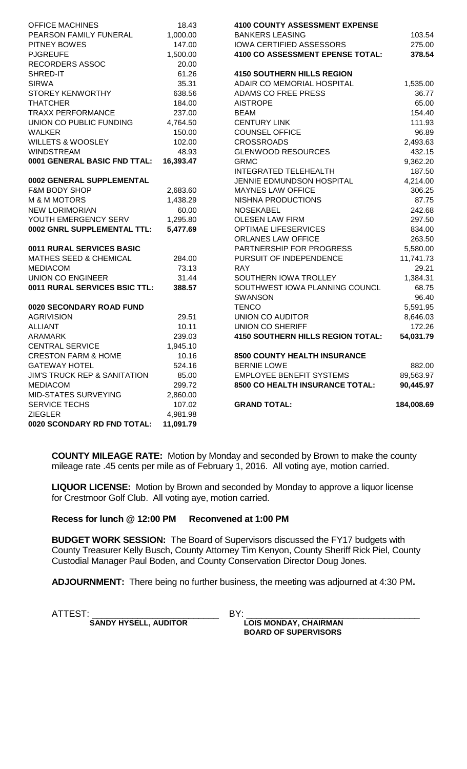| | |
|---|---|
| OFFICE MACHINES | 18.43 |
| PEARSON FAMILY FUNERAL | 1,000.00 |
| PITNEY BOWES | 147.00 |
| PJGREUFE | 1,500.00 |
| RECORDERS ASSOC | 20.00 |
| SHRED-IT | 61.26 |
| SIRWA | 35.31 |
| STOREY KENWORTHY | 638.56 |
| THATCHER | 184.00 |
| TRAXX PERFORMANCE | 237.00 |
| UNION CO PUBLIC FUNDING | 4,764.50 |
| WALKER | 150.00 |
| WILLETS & WOOSLEY | 102.00 |
| WINDSTREAM | 48.93 |
| **0001 GENERAL BASIC FND TTAL:** | **16,393.47** |

| **0002 GENERAL SUPPLEMENTAL** | |
|---|---|
| F&M BODY SHOP | 2,683.60 |
| M & M MOTORS | 1,438.29 |
| NEW LORIMORIAN | 60.00 |
| YOUTH EMERGENCY SERV | 1,295.80 |
| **0002 GNRL SUPPLEMENTAL TTL:** | **5,477.69** |

| **0011 RURAL SERVICES BASIC** | |
|---|---|
| MATHES SEED & CHEMICAL | 284.00 |
| MEDIACOM | 73.13 |
| UNION CO ENGINEER | 31.44 |
| **0011 RURAL SERVICES BSIC TTL:** | **388.57** |

| **0020 SECONDARY ROAD FUND** | |
|---|---|
| AGRIVISION | 29.51 |
| ALLIANT | 10.11 |
| ARAMARK | 239.03 |
| CENTRAL SERVICE | 1,945.10 |
| CRESTON FARM & HOME | 10.16 |
| GATEWAY HOTEL | 524.16 |
| JIM'S TRUCK REP & SANITATION | 85.00 |
| MEDIACOM | 299.72 |
| MID-STATES SURVEYING | 2,860.00 |
| SERVICE TECHS | 107.02 |
| ZIEGLER | 4,981.98 |
| **0020 SCONDARY RD FND TOTAL:** | **11,091.79** |

| **4100 COUNTY ASSESSMENT EXPENSE** | |
|---|---|
| BANKERS LEASING | 103.54 |
| IOWA CERTIFIED ASSESSORS | 275.00 |
| **4100 CO ASSESSMENT EPENSE TOTAL:** | **378.54** |

| **4150 SOUTHERN HILLS REGION** | |
|---|---|
| ADAIR CO MEMORIAL HOSPITAL | 1,535.00 |
| ADAMS CO FREE PRESS | 36.77 |
| AISTROPE | 65.00 |
| BEAM | 154.40 |
| CENTURY LINK | 111.93 |
| COUNSEL OFFICE | 96.89 |
| CROSSROADS | 2,493.63 |
| GLENWOOD RESOURCES | 432.15 |
| GRMC | 9,362.20 |
| INTEGRATED TELEHEALTH | 187.50 |
| JENNIE EDMUNDSON HOSPITAL | 4,214.00 |
| MAYNES LAW OFFICE | 306.25 |
| NISHNA PRODUCTIONS | 87.75 |
| NOSEKABEL | 242.68 |
| OLESEN LAW FIRM | 297.50 |
| OPTIMAE LIFESERVICES | 834.00 |
| ORLANES LAW OFFICE | 263.50 |
| PARTNERSHIP FOR PROGRESS | 5,580.00 |
| PURSUIT OF INDEPENDENCE | 11,741.73 |
| RAY | 29.21 |
| SOUTHERN IOWA TROLLEY | 1,384.31 |
| SOUTHWEST IOWA PLANNING COUNCL | 68.75 |
| SWANSON | 96.40 |
| TENCO | 5,591.95 |
| UNION CO AUDITOR | 8,646.03 |
| UNION CO SHERIFF | 172.26 |
| **4150 SOUTHERN HILLS REGION TOTAL:** | **54,031.79** |

| **8500 COUNTY HEALTH INSURANCE** | |
|---|---|
| BERNIE LOWE | 882.00 |
| EMPLOYEE BENEFIT SYSTEMS | 89,563.97 |
| **8500 CO HEALTH INSURANCE TOTAL:** | **90,445.97** |
| **GRAND TOTAL:** | **184,008.69** |

**COUNTY MILEAGE RATE:** Motion by Monday and seconded by Brown to make the county mileage rate .45 cents per mile as of February 1, 2016. All voting aye, motion carried.

**LIQUOR LICENSE:** Motion by Brown and seconded by Monday to approve a liquor license for Crestmoor Golf Club. All voting aye, motion carried.

**Recess for lunch @ 12:00 PM Reconvened at 1:00 PM**

**BUDGET WORK SESSION:** The Board of Supervisors discussed the FY17 budgets with County Treasurer Kelly Busch, County Attorney Tim Kenyon, County Sheriff Rick Piel, County Custodial Manager Paul Boden, and County Conservation Director Doug Jones.

**ADJOURNMENT:** There being no further business, the meeting was adjourned at 4:30 PM**.**

ATTEST: ________________________ BY: ________________________

**SANDY HYSELL, AUDITOR**

**LOIS MONDAY, CHAIRMAN**
**BOARD OF SUPERVISORS**